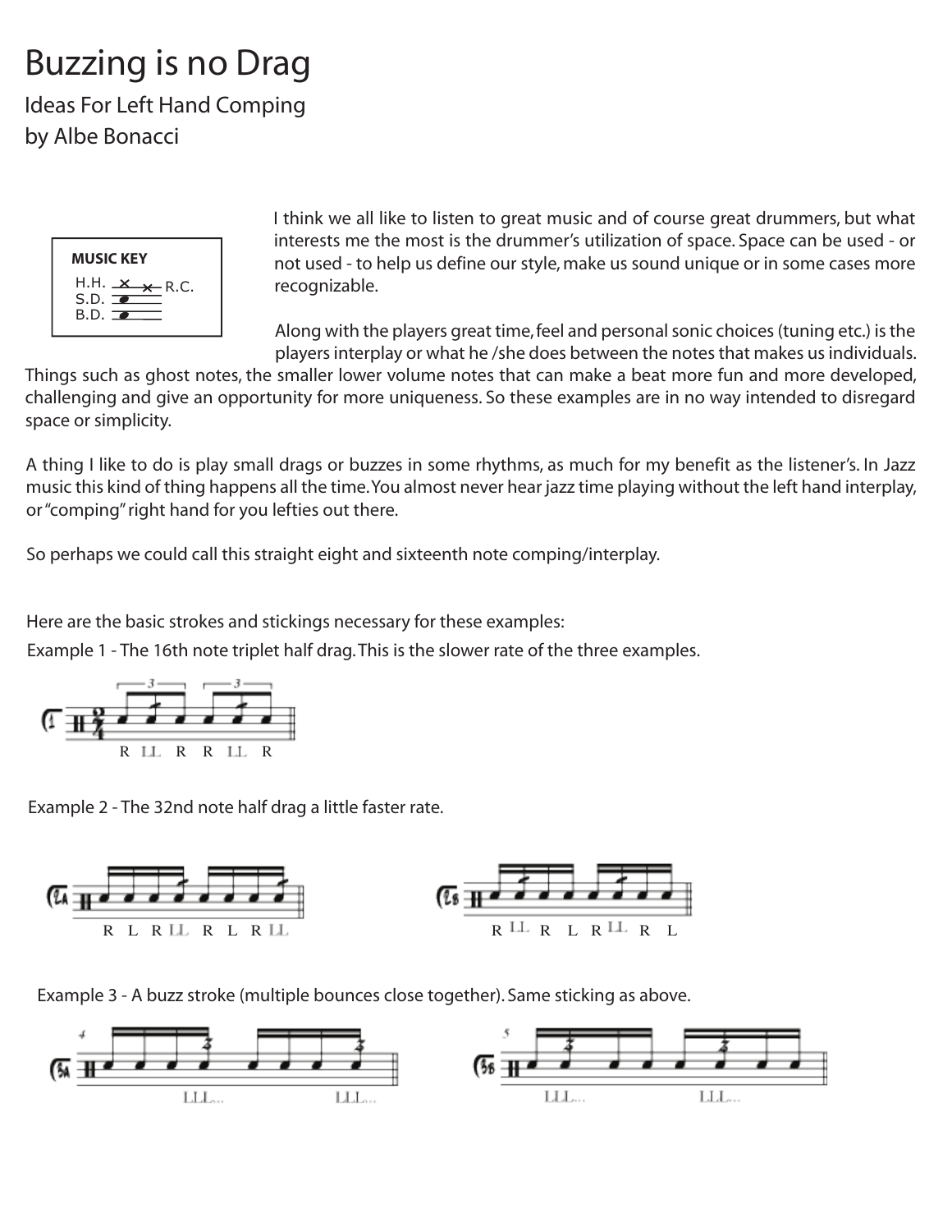# Buzzing is no Drag

## Ideas For Left Hand Comping

by Albe Bonacci

**MUSIC KEY**

H.H. — R.C.
S.D.
B.D.

I think we all like to listen to great music and of course great drummers, but what interests me the most is the drummer's utilization of space. Space can be used - or not used - to help us define our style, make us sound unique or in some cases more recognizable.

Along with the players great time, feel and personal sonic choices (tuning etc.) is the players interplay or what he /she does between the notes that makes us individuals. Things such as ghost notes, the smaller lower volume notes that can make a beat more fun and more developed, challenging and give an opportunity for more uniqueness. So these examples are in no way intended to disregard space or simplicity.

A thing I like to do is play small drags or buzzes in some rhythms, as much for my benefit as the listener's. In Jazz music this kind of thing happens all the time. You almost never hear jazz time playing without the left hand interplay, or "comping" right hand for you lefties out there.

So perhaps we could call this straight eight and sixteenth note comping/interplay.

Here are the basic strokes and stickings necessary for these examples:

Example 1 - The 16th note triplet half drag. This is the slower rate of the three examples.

R LL R R LL R

Example 2 - The 32nd note half drag a little faster rate.

2A: R L R LL R L R LL

2B: R LL R L R LL R L

Example 3 - A buzz stroke (multiple bounces close together). Same sticking as above.

3A: LLL... LLL...

3B: LLL... LLL...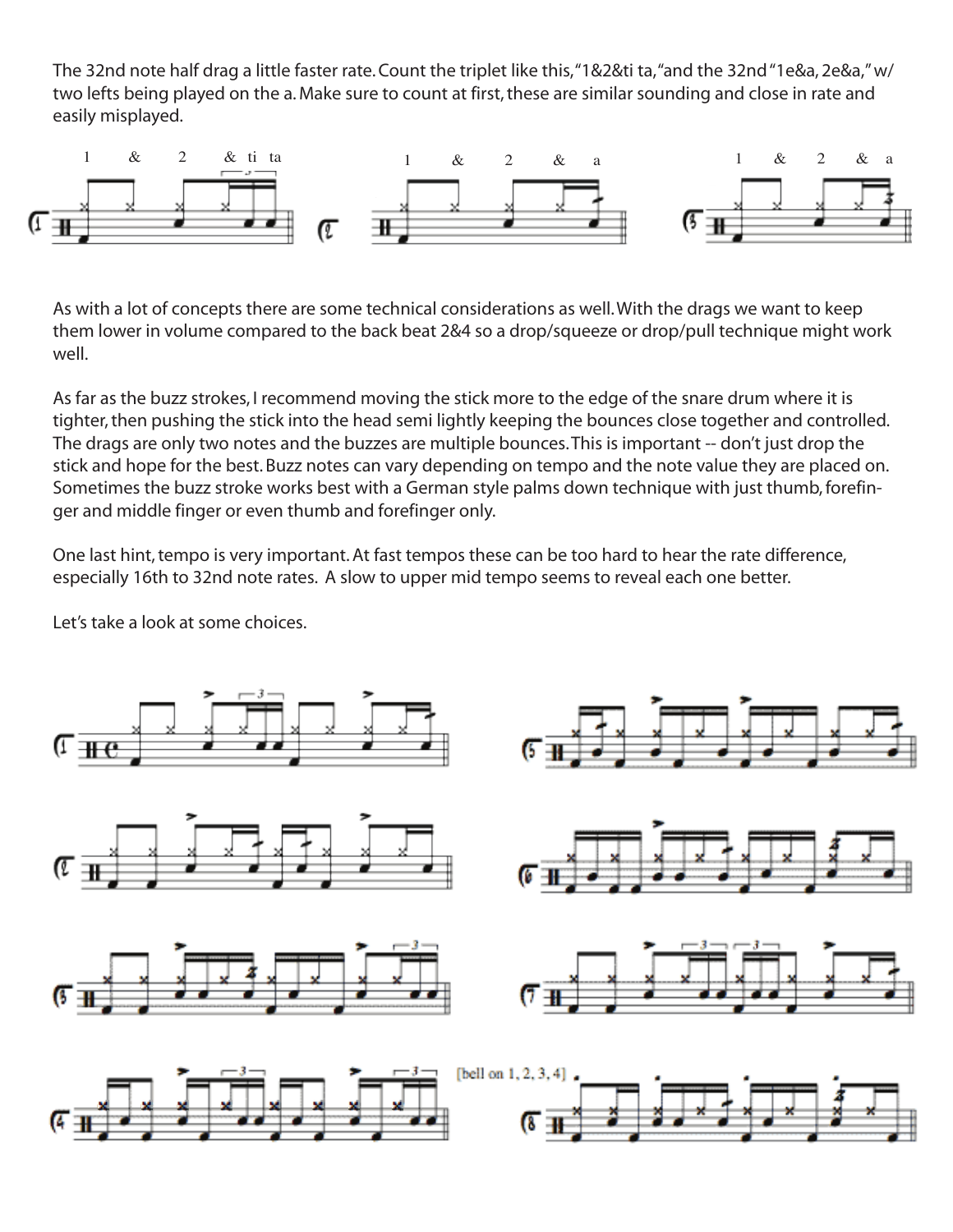The 32nd note half drag a little faster rate. Count the triplet like this, "1&2&ti ta," and the 32nd "1e&a, 2e&a," w/ two lefts being played on the a. Make sure to count at first, these are similar sounding and close in rate and easily misplayed.

As with a lot of concepts there are some technical considerations as well. With the drags we want to keep them lower in volume compared to the back beat 2&4 so a drop/squeeze or drop/pull technique might work well.

As far as the buzz strokes, I recommend moving the stick more to the edge of the snare drum where it is tighter, then pushing the stick into the head semi lightly keeping the bounces close together and controlled. The drags are only two notes and the buzzes are multiple bounces. This is important -- don't just drop the stick and hope for the best. Buzz notes can vary depending on tempo and the note value they are placed on. Sometimes the buzz stroke works best with a German style palms down technique with just thumb, forefinger and middle finger or even thumb and forefinger only.

One last hint, tempo is very important. At fast tempos these can be too hard to hear the rate difference, especially 16th to 32nd note rates. A slow to upper mid tempo seems to reveal each one better.

Let's take a look at some choices.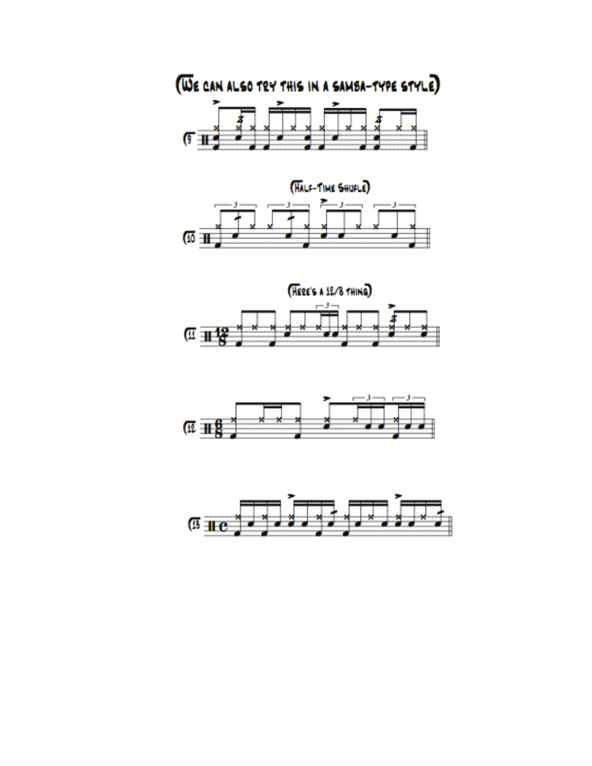(We can also try this in a samba-type style)

(Half-Time Shufle)

(Here's a 12/8 thing)